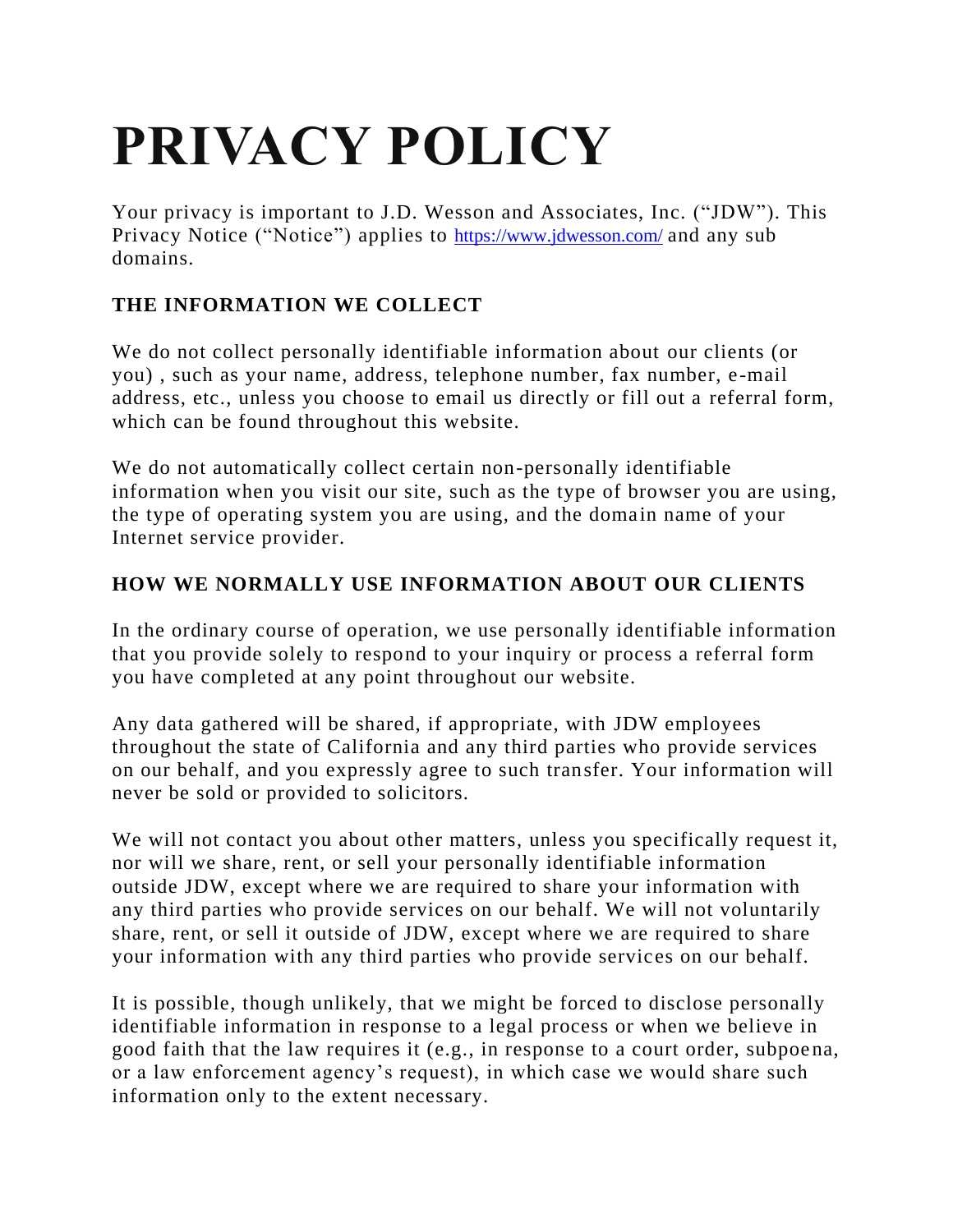# PRIVACY POLICY

Your privacy is important to J.D. Wesson and Associates, Inc. ("JDW"). This Privacy Notice ("Notice") applies to https://www.jdwesson.com/ and any sub domains.

### THE INFORMATION WE COLLECT

We do not collect personally identifiable information about our clients (or you) , such as your name, address, telephone number, fax number, e-mail address, etc., unless you choose to email us directly or fill out a referral form, which can be found throughout this website.

We do not automatically collect certain non-personally identifiable information when you visit our site, such as the type of browser you are using, the type of operating system you are using, and the domain name of your Internet service provider.

### HOW WE NORMALLY USE INFORMATION ABOUT OUR CLIENTS

In the ordinary course of operation, we use personally identifiable information that you provide solely to respond to your inquiry or process a referral form you have completed at any point throughout our website.

Any data gathered will be shared, if appropriate, with JDW employees throughout the state of California and any third parties who provide services on our behalf, and you expressly agree to such transfer. Your information will never be sold or provided to solicitors.

We will not contact you about other matters, unless you specifically request it, nor will we share, rent, or sell your personally identifiable information outside JDW, except where we are required to share your information with any third parties who provide services on our behalf. We will not voluntarily share, rent, or sell it outside of JDW, except where we are required to share your information with any third parties who provide services on our behalf.

It is possible, though unlikely, that we might be forced to disclose personally identifiable information in response to a legal process or when we believe in good faith that the law requires it (e.g., in response to a court order, subpoena, or a law enforcement agency's request), in which case we would share such information only to the extent necessary.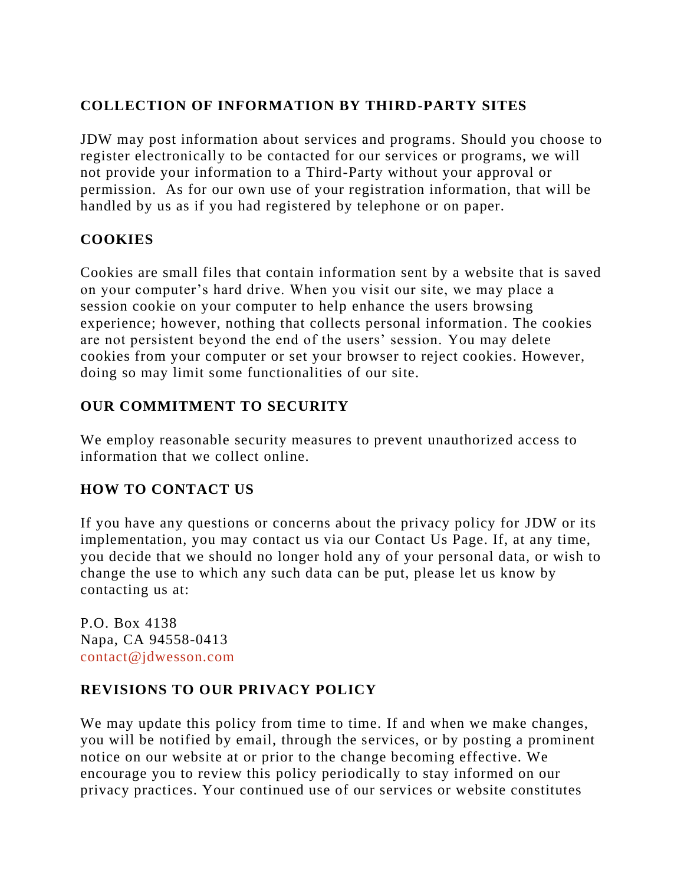## COLLECTION OF INFORMATION BY THIRD-PARTY SITES

JDW may post information about services and programs. Should you choose to register electronically to be contacted for our services or programs, we will not provide your information to a Third-Party without your approval or permission. As for our own use of your registration information, that will be handled by us as if you had registered by telephone or on paper.

## COOKIES

Cookies are small files that contain information sent by a website that is saved on your computer's hard drive. When you visit our site, we may place a session cookie on your computer to help enhance the users browsing experience; however, nothing that collects personal information. The cookies are not persistent beyond the end of the users' session. You may delete cookies from your computer or set your browser to reject cookies. However, doing so may limit some functionalities of our site.

## OUR COMMITMENT TO SECURITY

We employ reasonable security measures to prevent unauthorized access to information that we collect online.

## HOW TO CONTACT US

If you have any questions or concerns about the privacy policy for JDW or its implementation, you may contact us via our Contact Us Page. If, at any time, you decide that we should no longer hold any of your personal data, or wish to change the use to which any such data can be put, please let us know by contacting us at:

P.O. Box 4138
Napa, CA 94558-0413
contact@jdwesson.com

## REVISIONS TO OUR PRIVACY POLICY

We may update this policy from time to time. If and when we make changes, you will be notified by email, through the services, or by posting a prominent notice on our website at or prior to the change becoming effective. We encourage you to review this policy periodically to stay informed on our privacy practices. Your continued use of our services or website constitutes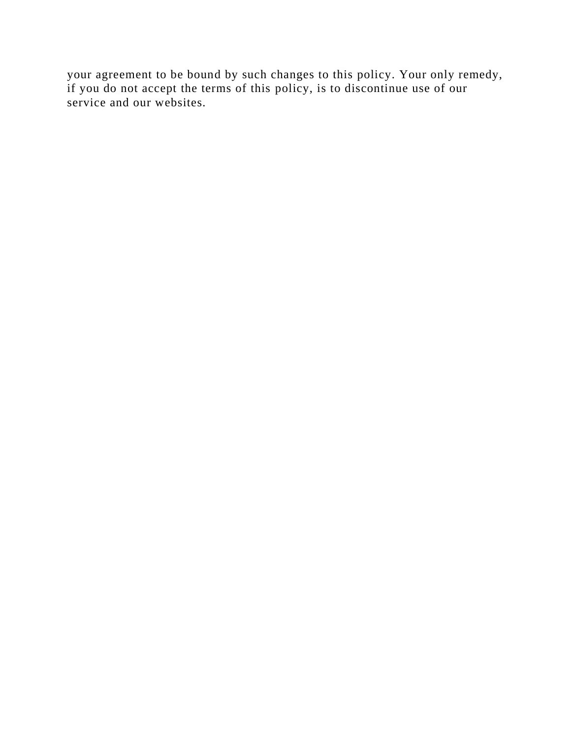your agreement to be bound by such changes to this policy. Your only remedy, if you do not accept the terms of this policy, is to discontinue use of our service and our websites.